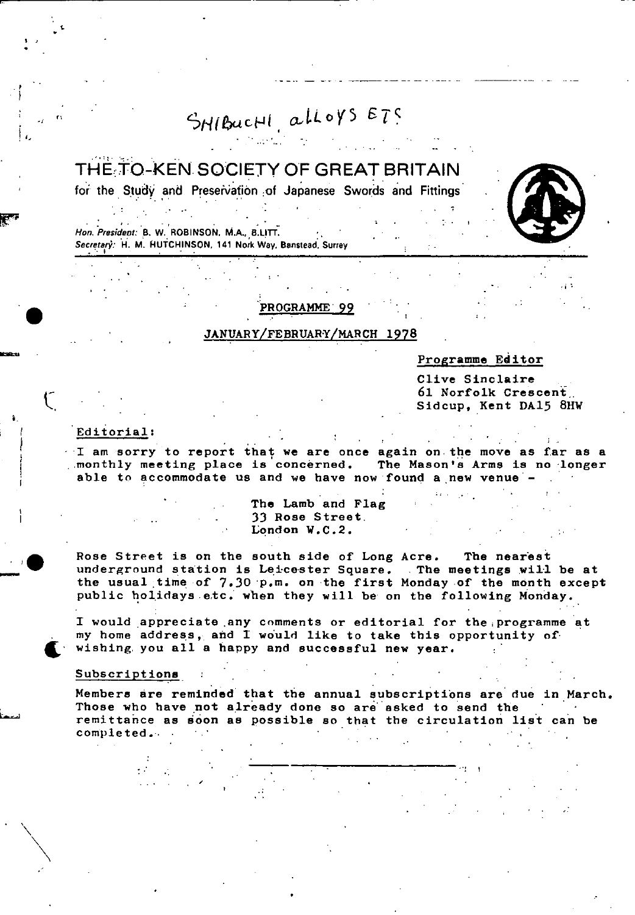SHIBUCHI, alloys ETC

# THE TO-KEN SOCIETY OF GREAT BRITAIN

for the Study and Preservation of Japanese Swords and Fittings

*Hon. President:* B. W. ROBINSON, M.A., B.LITT.
*Secretary:* H. M. HUTCHINSON, 141 Nork Way, Banstead, Surrey

## PROGRAMME 99

## JANUARY/FEBRUARY/MARCH 1978

**Programme Editor**

Clive Sinclaire
61 Norfolk Crescent
Sidcup, Kent DA15 8HW

### Editorial:

I am sorry to report that we are once again on the move as far as a monthly meeting place is concerned. The Mason's Arms is no longer able to accommodate us and we have now found a new venue -

The Lamb and Flag
33 Rose Street
London W.C.2.

Rose Street is on the south side of Long Acre. The nearest underground station is Leicester Square. The meetings will be at the usual time of 7.30 p.m. on the first Monday of the month except public holidays etc. when they will be on the following Monday.

I would appreciate any comments or editorial for the programme at my home address, and I would like to take this opportunity of wishing you all a happy and successful new year.

### Subscriptions

Members are reminded that the annual subscriptions are due in March. Those who have not already done so are asked to send the remittance as soon as possible so that the circulation list can be completed.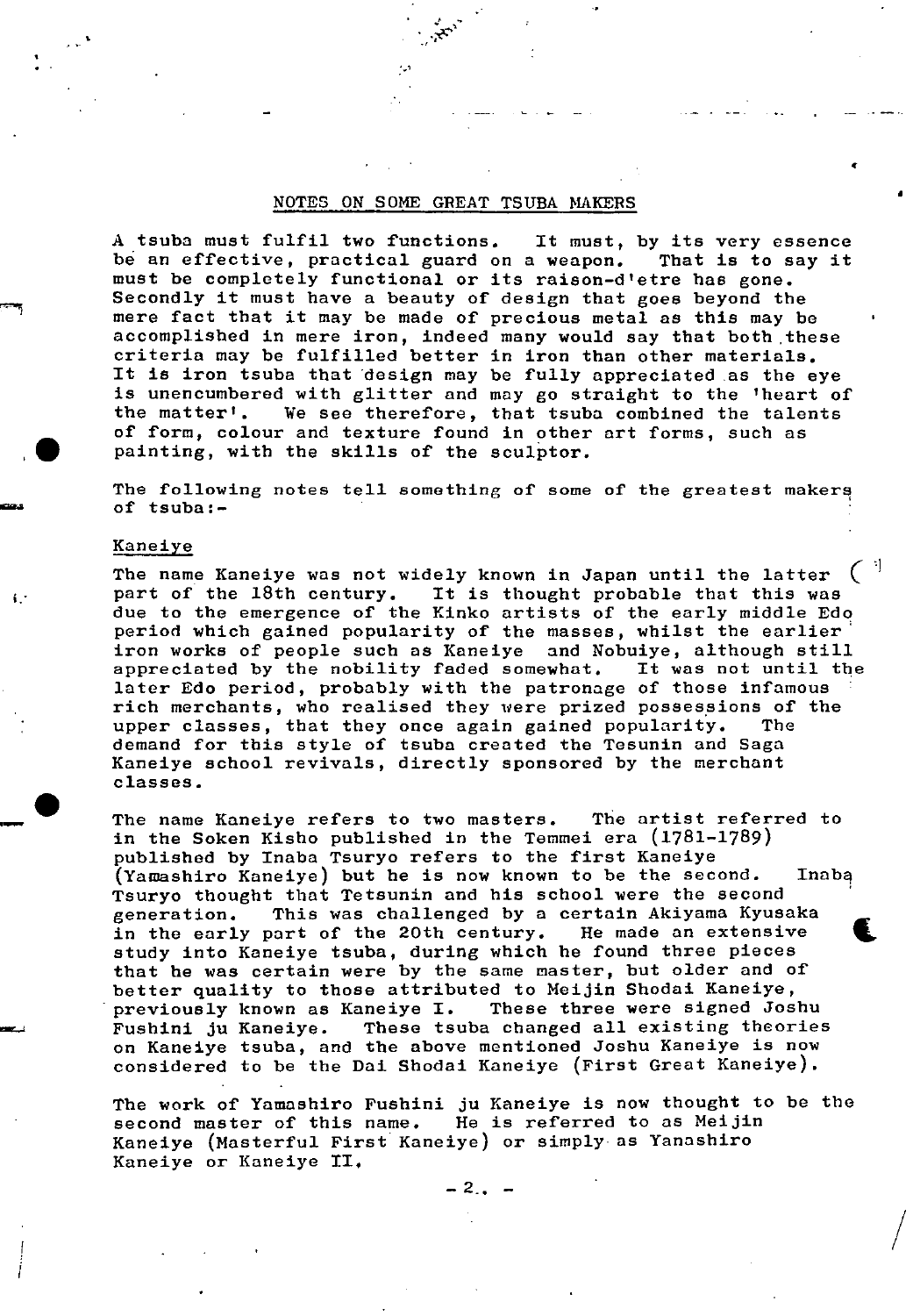# NOTES ON SOME GREAT TSUBA MAKERS

A tsuba must fulfil two functions. It must, by its very essence be an effective, practical guard on a weapon. That is to say it must be completely functional or its raison-d'etre has gone. Secondly it must have a beauty of design that goes beyond the mere fact that it may be made of precious metal as this may be accomplished in mere iron, indeed many would say that both these criteria may be fulfilled better in iron than other materials. It is iron tsuba that design may be fully appreciated as the eye is unencumbered with glitter and may go straight to the 'heart of the matter'. We see therefore, that tsuba combined the talents of form, colour and texture found in other art forms, such as painting, with the skills of the sculptor.

The following notes tell something of some of the greatest makers of tsuba:-

## Kaneiye

The name Kaneiye was not widely known in Japan until the latter part of the 18th century. It is thought probable that this was due to the emergence of the Kinko artists of the early middle Edo period which gained popularity of the masses, whilst the earlier iron works of people such as Kaneiye and Nobuiye, although still appreciated by the nobility faded somewhat. It was not until the later Edo period, probably with the patronage of those infamous rich merchants, who realised they were prized possessions of the upper classes, that they once again gained popularity. The demand for this style of tsuba created the Tesunin and Saga Kaneiye school revivals, directly sponsored by the merchant classes.

The name Kaneiye refers to two masters. The artist referred to in the Soken Kisho published in the Temmei era (1781-1789) published by Inaba Tsuryo refers to the first Kaneiye (Yamashiro Kaneiye) but he is now known to be the second. Inaba Tsuryo thought that Tetsunin and his school were the second generation. This was challenged by a certain Akiyama Kyusaka in the early part of the 20th century. He made an extensive study into Kaneiye tsuba, during which he found three pieces that he was certain were by the same master, but older and of better quality to those attributed to Meijin Shodai Kaneiye, previously known as Kaneiye I. These three were signed Joshu Fushini ju Kaneiye. These tsuba changed all existing theories on Kaneiye tsuba, and the above mentioned Joshu Kaneiye is now considered to be the Dai Shodai Kaneiye (First Great Kaneiye).

The work of Yamashiro Fushini ju Kaneiye is now thought to be the second master of this name. He is referred to as Meijin Kaneiye (Masterful First Kaneiye) or simply as Yanashiro Kaneiye or Kaneiye II.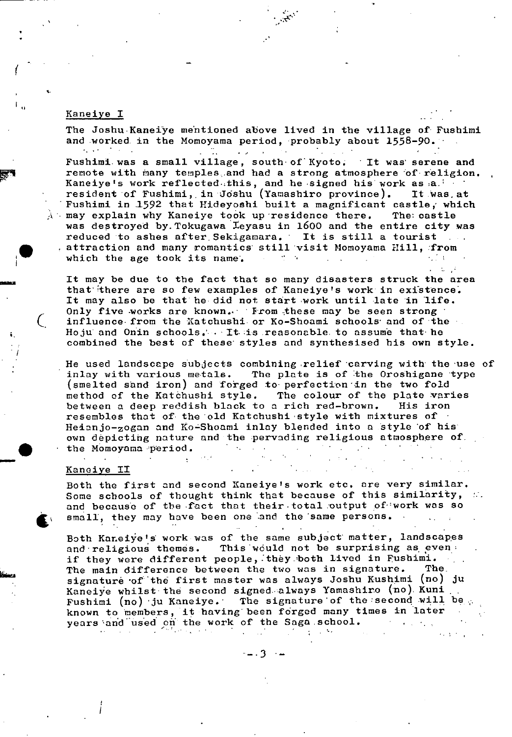## Kaneiye I

The Joshu Kaneiye mentioned above lived in the village of Fushimi and worked in the Momoyama period, probably about 1558-90.

Fushimi was a small village, south of Kyoto. It was serene and remote with many temples and had a strong atmosphere of religion. Kaneiye's work reflected this, and he signed his work as a resident of Fushimi, in Joshu (Yamashiro province). It was at Fushimi in 1592 that Hideyoshi built a magnificent castle, which may explain why Kaneiye took up residence there. The castle was destroyed by Tokugawa Ieyasu in 1600 and the entire city was reduced to ashes after Sekigamara. It is still a tourist attraction and many romantics still visit Momoyama Hill, from which the age took its name.

It may be due to the fact that so many disasters struck the area that there are so few examples of Kaneiye's work in existence. It may also be that he did not start work until late in life. Only five works are known. From these may be seen strong influence from the Katchushi or Ko-Shoami schools and of the Hoju and Onin schools. It is reasonable to assume that he combined the best of these styles and synthesised his own style.

He used landscape subjects combining relief carving with the use of inlay with various metals. The plate is of the Oroshigane type (smelted sand iron) and forged to perfection in the two fold method of the Katchushi style. The colour of the plate varies between a deep reddish black to a rich red-brown. His iron resembles that of the old Katchushi style with mixtures of Heianjo-zogan and Ko-Shoami inlay blended into a style of his own depicting nature and the pervading religious atmosphere of the Momoyama period.

## Kaneiye II

Both the first and second Kaneiye's work etc. are very similar. Some schools of thought think that because of this similarity, and because of the fact that their total output of work was so small, they may have been one and the same persons.

Both Kaneiye's work was of the same subject matter, landscapes and religious themes. This would not be surprising as even if they were different people, they both lived in Fushimi. The main difference between the two was in signature. The signature of the first master was always Joshu Kushimi (no) ju Kaneiye whilst the second signed always Yamashiro (no) Kuni Fushimi (no) ju Kaneiye. The signature of the second will be known to members, it having been forged many times in later years and used on the work of the Saga school.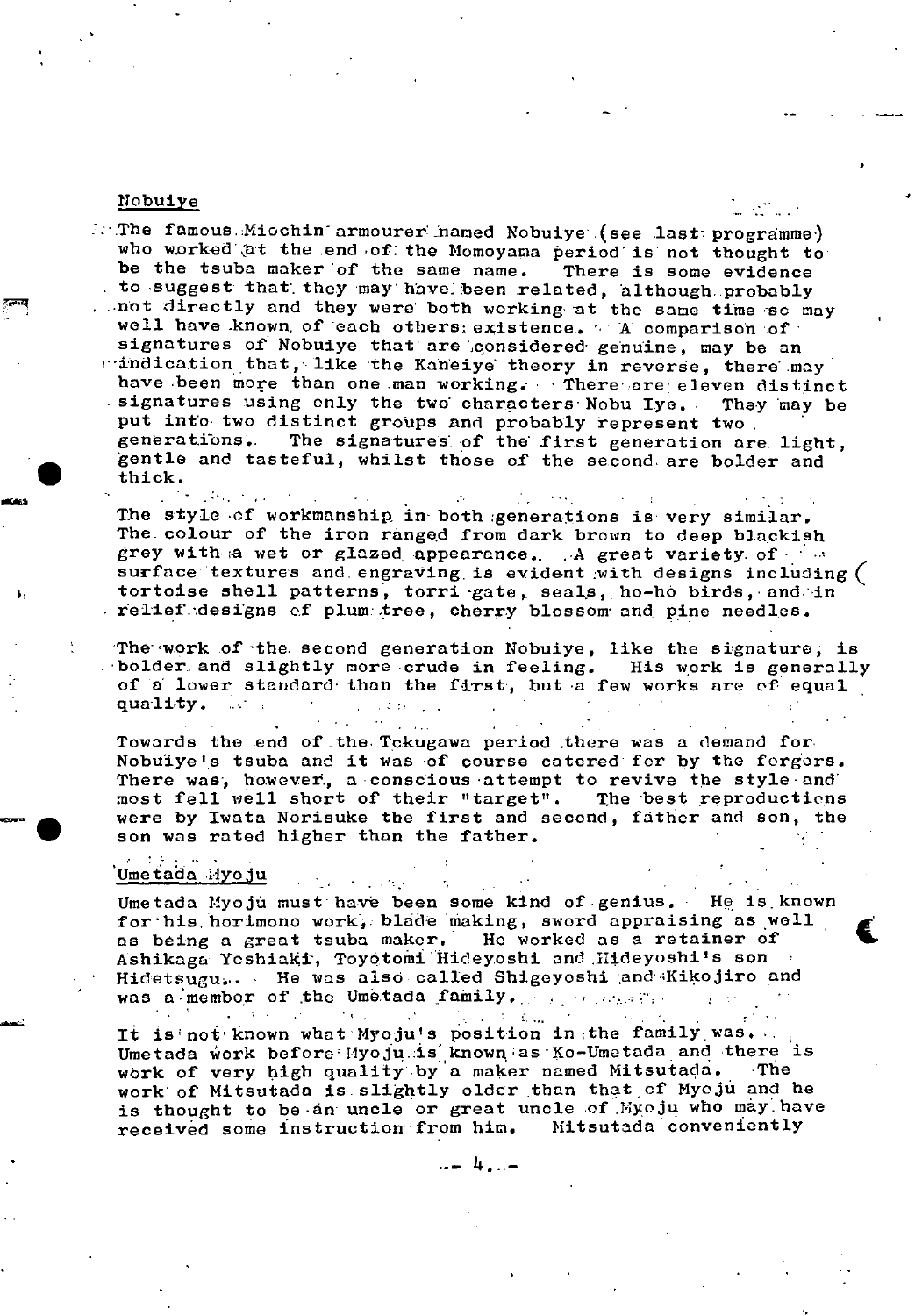## Nobuiye

The famous Miochin armourer named Nobuiye (see last programme) who worked at the end of the Momoyama period is not thought to be the tsuba maker of the same name. There is some evidence to suggest that they may have been related, although probably not directly and they were both working at the same time so may well have known of each others existence. A comparison of signatures of Nobuiye that are considered genuine, may be an indication that, like the Kaneiye theory in reverse, there may have been more than one man working. There are eleven distinct signatures using only the two characters Nobu Iye. They may be put into two distinct groups and probably represent two generations. The signatures of the first generation are light, gentle and tasteful, whilst those of the second are bolder and thick.

The style of workmanship in both generations is very similar. The colour of the iron ranged from dark brown to deep blackish grey with a wet or glazed appearance. A great variety of surface textures and engraving is evident with designs including tortoise shell patterns, torri gate, seals, ho-ho birds, and in relief designs of plum tree, cherry blossom and pine needles.

The work of the second generation Nobuiye, like the signature, is bolder and slightly more crude in feeling. His work is generally of a lower standard than the first, but a few works are of equal quality.

Towards the end of the Tokugawa period there was a demand for Nobuiye's tsuba and it was of course catered for by the forgers. There was, however, a conscious attempt to revive the style and most fell well short of their "target". The best reproductions were by Iwata Norisuke the first and second, father and son, the son was rated higher than the father.

## Umetada Myoju

Umetada Myoju must have been some kind of genius. He is known for his horimono work, blade making, sword appraising as well as being a great tsuba maker. He worked as a retainer of Ashikaga Yoshiaki, Toyotomi Hideyoshi and Hideyoshi's son Hidetsugu. He was also called Shigeyoshi and Kikojiro and was a member of the Umetada family.

It is not known what Myoju's position in the family was. Umetada work before Myoju is known as Ko-Umetada and there is work of very high quality by a maker named Mitsutada. The work of Mitsutada is slightly older than that of Myoju and he is thought to be an uncle or great uncle of Myoju who may have received some instruction from him. Mitsutada conveniently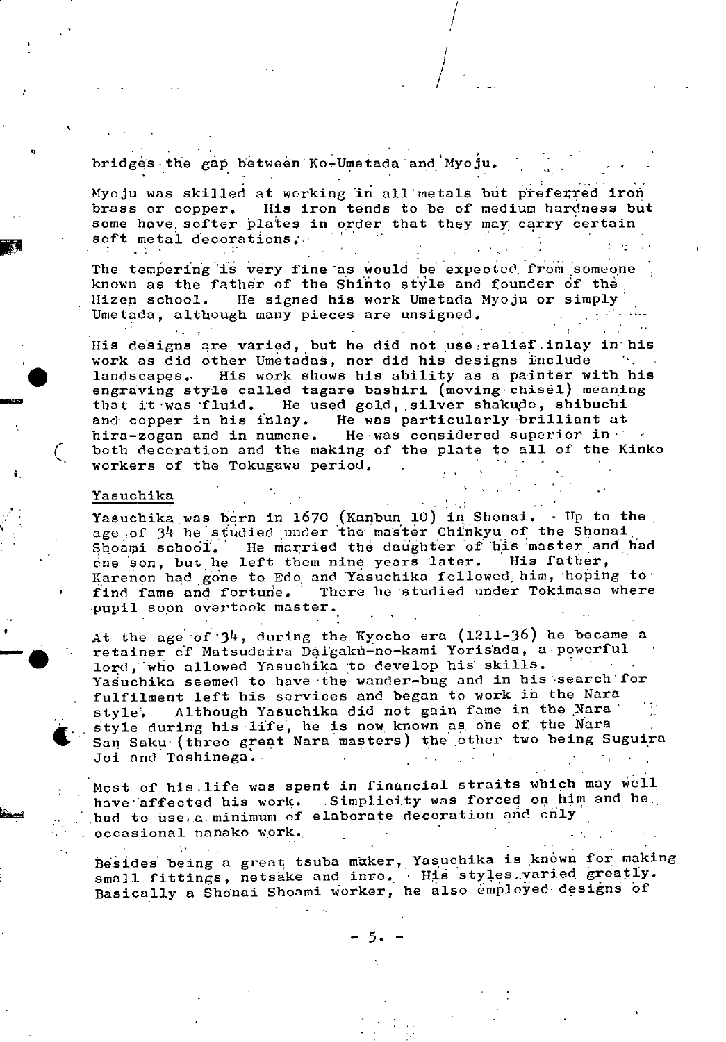bridges the gap between Ko-Umetada and Myoju.

Myoju was skilled at working in all metals but preferred iron brass or copper. His iron tends to be of medium hardness but some have softer plates in order that they may carry certain soft metal decorations.

The tempering is very fine as would be expected from someone known as the father of the Shinto style and founder of the Hizen school. He signed his work Umetada Myoju or simply Umetada, although many pieces are unsigned.

His designs are varied, but he did not use relief inlay in his work as did other Umetadas, nor did his designs include landscapes. His work shows his ability as a painter with his engraving style called tagare bashiri (moving chisel) meaning that it was fluid. He used gold, silver shakudo, shibuchi and copper in his inlay. He was particularly brilliant at hira-zogan and in numone. He was considered superior in both decoration and the making of the plate to all of the Kinko workers of the Tokugawa period.

## Yasuchika

Yasuchika was born in 1670 (Kanbun 10) in Shonai. Up to the age of 34 he studied under the master Chinkyu of the Shonai Shoami school. He married the daughter of his master and had one son, but he left them nine years later. His father, Karenon had gone to Edo and Yasuchika followed him, hoping to find fame and fortune. There he studied under Tokimasa where pupil soon overtook master.

At the age of 34, during the Kyocho era (1211-36) he became a retainer of Matsudaira Daigaku-no-kami Yorisada, a powerful lord, who allowed Yasuchika to develop his skills. Yasuchika seemed to have the wander-bug and in his search for fulfilment left his services and began to work in the Nara style. Although Yasuchika did not gain fame in the Nara style during his life, he is now known as one of the Nara San Saku (three great Nara masters) the other two being Suguira Joi and Toshinega.

Most of his life was spent in financial straits which may well have affected his work. Simplicity was forced on him and he had to use a minimum of elaborate decoration and only occasional nanako work.

Besides being a great tsuba maker, Yasuchika is known for making small fittings, netsake and inro. His styles varied greatly. Basically a Shonai Shoami worker, he also employed designs of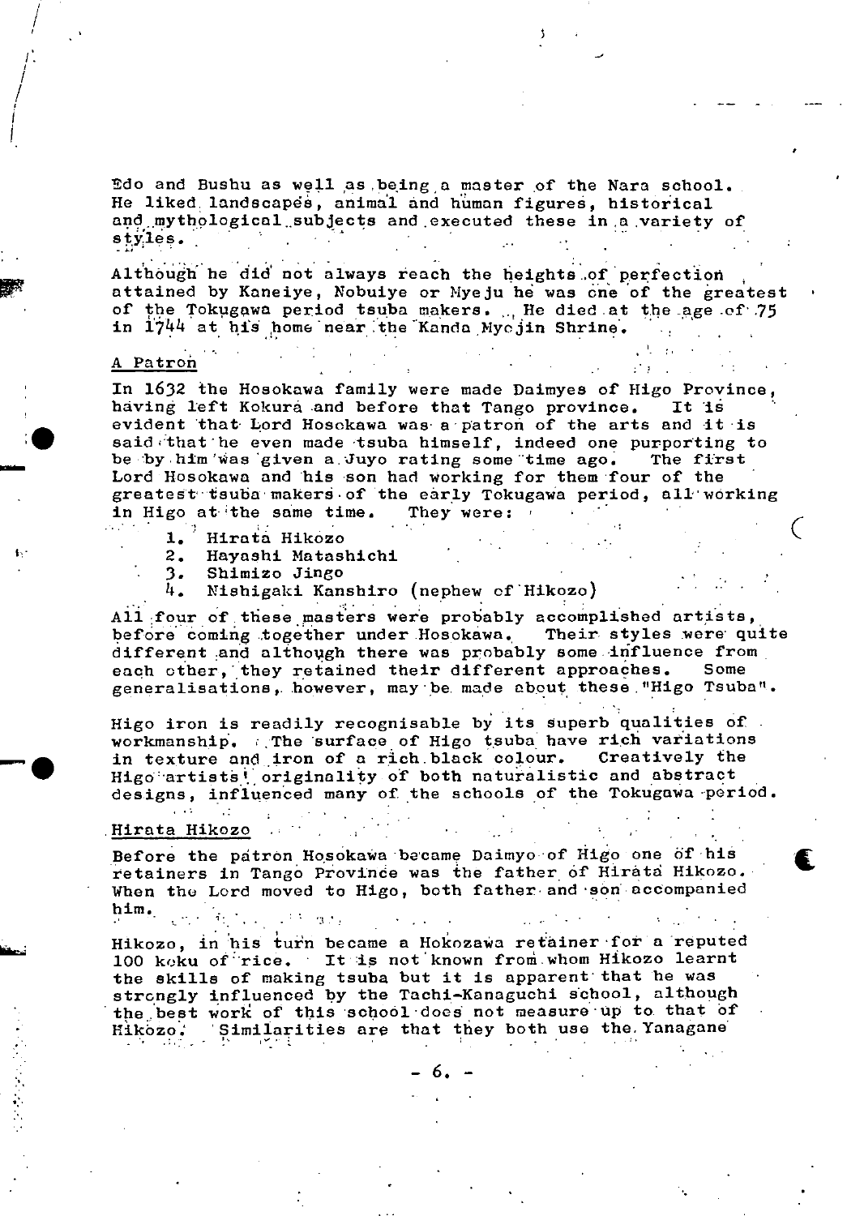Edo and Bushu as well as being a master of the Nara school. He liked landscapes, animal and human figures, historical and mythological subjects and executed these in a variety of styles.

Although he did not always reach the heights of perfection attained by Kaneiye, Nobuiye or Myeju he was one of the greatest of the Tokugawa period tsuba makers. He died at the age of 75 in 1744 at his home near the Kanda Myojin Shrine.

## A Patron

In 1632 the Hosokawa family were made Daimyes of Higo Province, having left Kokura and before that Tango province. It is evident that Lord Hosokawa was a patron of the arts and it is said that he even made tsuba himself, indeed one purporting to be by him was given a Juyo rating some time ago. The first Lord Hosokawa and his son had working for them four of the greatest tsuba makers of the early Tokugawa period, all working in Higo at the same time. They were:

1. Hirata Hikozo
2. Hayashi Matashichi
3. Shimizo Jingo
4. Nishigaki Kanshiro (nephew of Hikozo)

All four of these masters were probably accomplished artists, before coming together under Hosokawa. Their styles were quite different and although there was probably some influence from each other, they retained their different approaches. Some generalisations, however, may be made about these "Higo Tsuba".

Higo iron is readily recognisable by its superb qualities of workmanship. The surface of Higo tsuba have rich variations in texture and iron of a rich black colour. Creatively the Higo artists' originality of both naturalistic and abstract designs, influenced many of the schools of the Tokugawa period.

## Hirata Hikozo

Before the patron Hosokawa became Daimyo of Higo one of his retainers in Tango Province was the father of Hirata Hikozo. When the Lord moved to Higo, both father and son accompanied him.

Hikozo, in his turn became a Hokozawa retainer for a reputed 100 koku of rice. It is not known from whom Hikozo learnt the skills of making tsuba but it is apparent that he was strongly influenced by the Tachi-Kanaguchi school, although the best work of this school does not measure up to that of Hikozo. Similarities are that they both use the Yanagane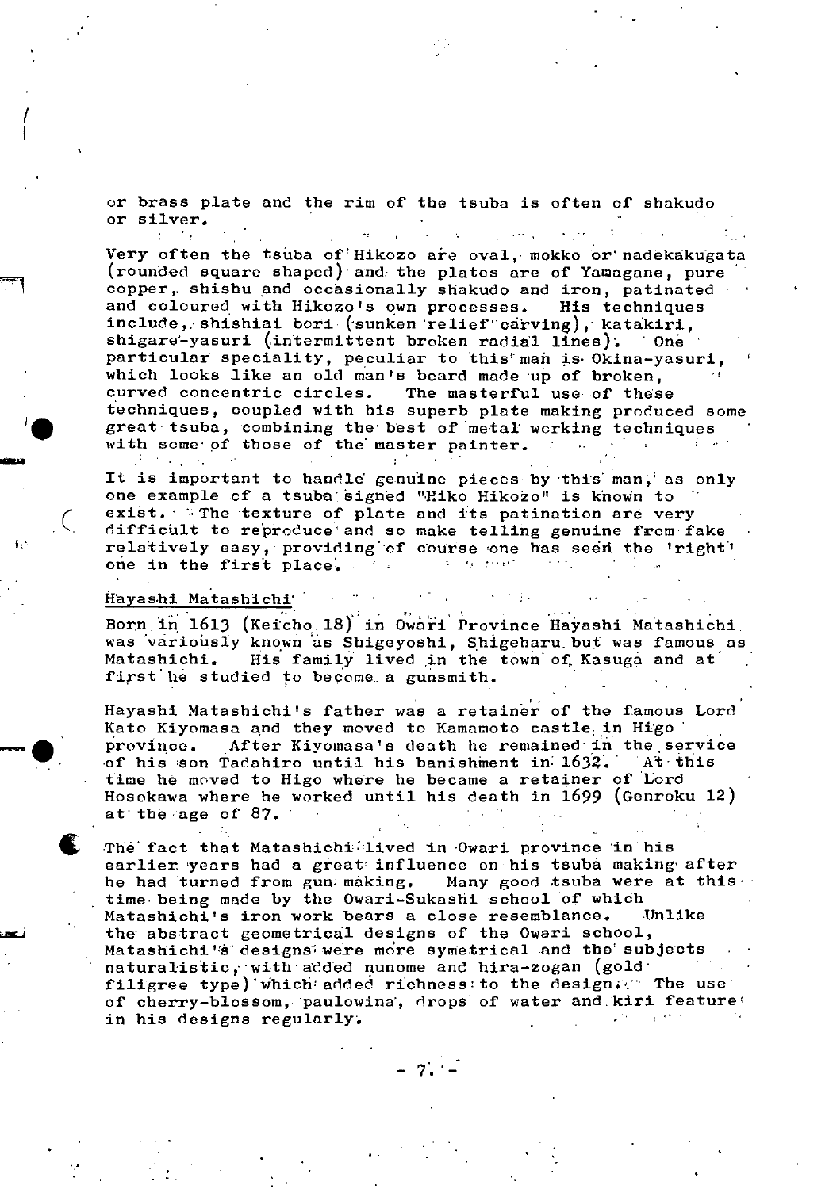or brass plate and the rim of the tsuba is often of shakudo or silver.

Very often the tsuba of Hikozo are oval, mokko or nadekakugata (rounded square shaped) and the plates are of Yamagane, pure copper, shishu and occasionally shakudo and iron, patinated and coloured with Hikozo's own processes. His techniques include, shishiai bori (sunken relief carving), katakiri, shigare-yasuri (intermittent broken radial lines). One particular speciality, peculiar to this man is Okina-yasuri, which looks like an old man's beard made up of broken, curved concentric circles. The masterful use of these techniques, coupled with his superb plate making produced some great tsuba, combining the best of metal working techniques with some of those of the master painter.

It is important to handle genuine pieces by this man, as only one example of a tsuba signed "Hiko Hikozo" is known to exist. The texture of plate and its patination are very difficult to reproduce and so make telling genuine from fake relatively easy, providing of course one has seen the 'right' one in the first place.

Hayashi Matashichi

Born in 1613 (Keicho 18) in Owari Province Hayashi Matashichi was variously known as Shigeyoshi, Shigeharu but was famous as Matashichi. His family lived in the town of Kasuga and at first he studied to become a gunsmith.

Hayashi Matashichi's father was a retainer of the famous Lord Kato Kiyomasa and they moved to Kamamoto castle in Higo province. After Kiyomasa's death he remained in the service of his son Tadahiro until his banishment in 1632. At this time he moved to Higo where he became a retainer of Lord Hosokawa where he worked until his death in 1699 (Genroku 12) at the age of 87.

The fact that Matashichi lived in Owari province in his earlier years had a great influence on his tsuba making after he had turned from gun making. Many good tsuba were at this time being made by the Owari-Sukashi school of which Matashichi's iron work bears a close resemblance. Unlike the abstract geometrical designs of the Owari school, Matashichi's designs were more symetrical and the subjects naturalistic, with added nunome and hira-zogan (gold filigree type) which added richness to the design. The use of cherry-blossom, paulowina, drops of water and kiri feature in his designs regularly.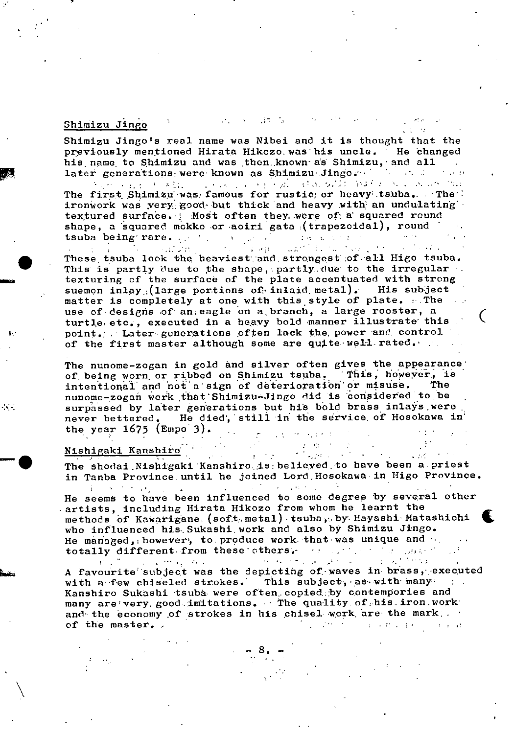## Shimizu Jingo

Shimizu Jingo's real name was Nibei and it is thought that the previously mentioned Hirata Hikozo was his uncle. He changed his name to Shimizu and was then known as Shimizu, and all later generations were known as Shimizu Jingo.

The first Shimizu was famous for rustic or heavy tsuba. The ironwork was very good but thick and heavy with an undulating textured surface. Most often they were of a squared round shape, a squared mokko or aoiri gata (trapezoidal), round tsuba being rare.

These tsuba look the heaviest and strongest of all Higo tsuba. This is partly due to the shape, partly due to the irregular texturing of the surface of the plate accentuated with strong suemon inlay (large portions of inlaid metal). His subject matter is completely at one with this style of plate. The use of designs of an eagle on a branch, a large rooster, a turtle etc., executed in a heavy bold manner illustrate this point. Later generations often lack the power and control of the first master although some are quite well rated.

The nunome-zogan in gold and silver often gives the appearance of being worn or ribbed on Shimizu tsuba. This, however, is intentional and not a sign of deterioration or misuse. The nunome-zogan work that Shimizu-Jingo did is considered to be surpassed by later generations but his bold brass inlays were never bettered. He died, still in the service of Hosokawa in the year 1675 (Empo 3).

## Nishigaki Kanshiro

The shodai Nishigaki Kanshiro is believed to have been a priest in Tanba Province until he joined Lord Hosokawa in Higo Province.

He seems to have been influenced to some degree by several other artists, including Hirata Hikozo from whom he learnt the methods of Kawarigane (soft metal) tsuba, by Hayashi Matashichi who influenced his Sukashi work and also by Shimizu Jingo. He managed, however, to produce work that was unique and totally different from these others.

A favourite subject was the depicting of waves in brass, executed with a few chiseled strokes. This subject, as with many Kanshiro Sukashi tsuba were often copied by contempories and many are very good imitations. The quality of his iron work and the economy of strokes in his chisel work are the mark of the master.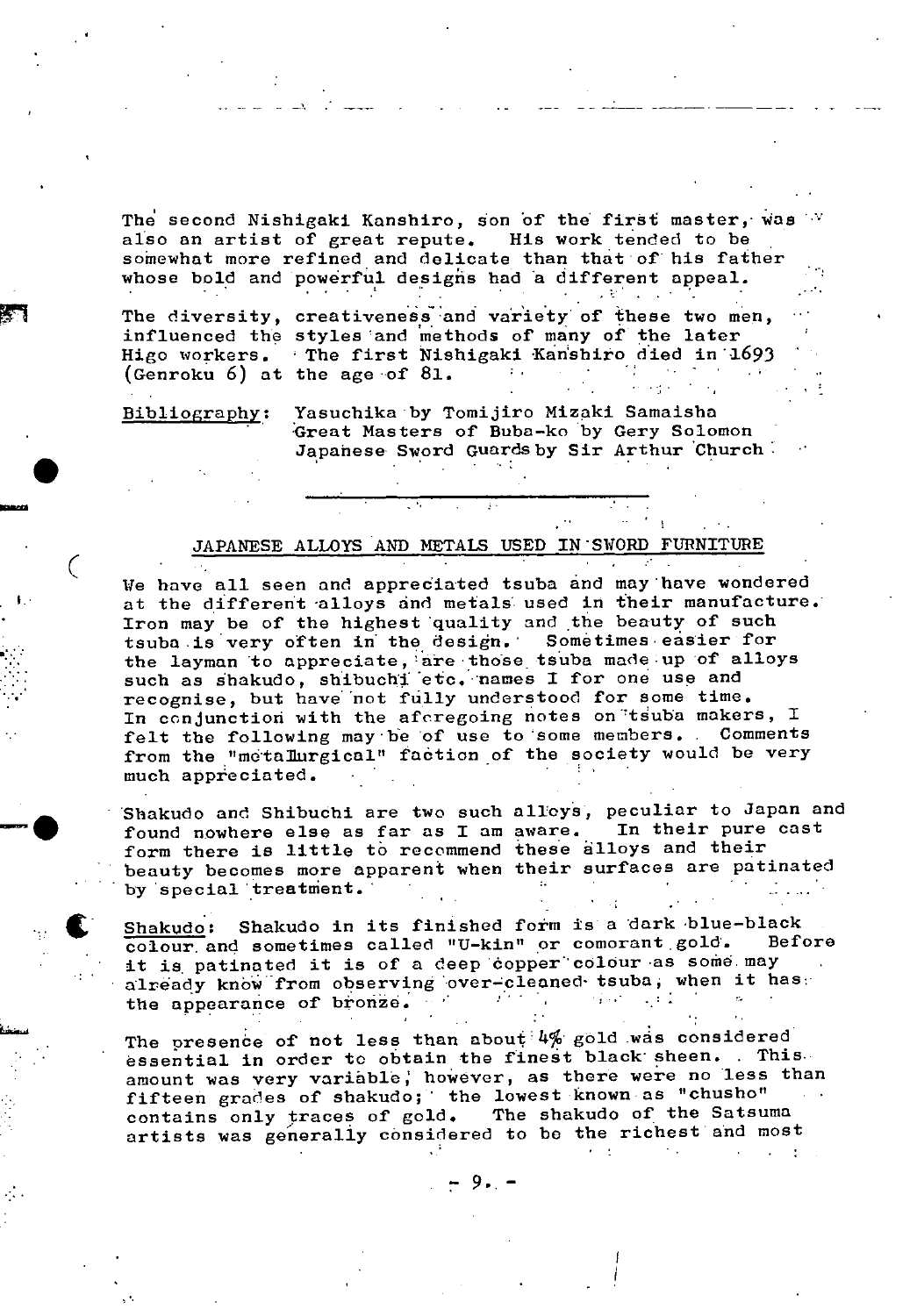The second Nishigaki Kanshiro, son of the first master, was also an artist of great repute. His work tended to be somewhat more refined and delicate than that of his father whose bold and powerful designs had a different appeal.

The diversity, creativeness and variety of these two men, influenced the styles and methods of many of the later Higo workers. The first Nishigaki Kanshiro died in 1693 (Genroku 6) at the age of 81.

Bibliography: Yasuchika by Tomijiro Mizaki Samaisha
Great Masters of Buba-ko by Gery Solomon
Japanese Sword Guards by Sir Arthur Church

---

## JAPANESE ALLOYS AND METALS USED IN SWORD FURNITURE

We have all seen and appreciated tsuba and may have wondered at the different alloys and metals used in their manufacture. Iron may be of the highest quality and the beauty of such tsuba is very often in the design. Sometimes easier for the layman to appreciate, are those tsuba made up of alloys such as shakudo, shibuchi etc. names I for one use and recognise, but have not fully understood for some time. In conjunction with the aforegoing notes on tsuba makers, I felt the following may be of use to some members. Comments from the "metallurgical" faction of the society would be very much appreciated.

Shakudo and Shibuchi are two such alloys, peculiar to Japan and found nowhere else as far as I am aware. In their pure cast form there is little to recommend these alloys and their beauty becomes more apparent when their surfaces are patinated by special treatment.

Shakudo: Shakudo in its finished form is a dark blue-black colour and sometimes called "U-kin" or comorant gold. Before it is patinated it is of a deep copper colour as some may already know from observing over-cleaned tsuba, when it has the appearance of bronze.

The presence of not less than about 4% gold was considered essential in order to obtain the finest black sheen. This amount was very variable, however, as there were no less than fifteen grades of shakudo; the lowest known as "chusho" contains only traces of gold. The shakudo of the Satsuma artists was generally considered to be the richest and most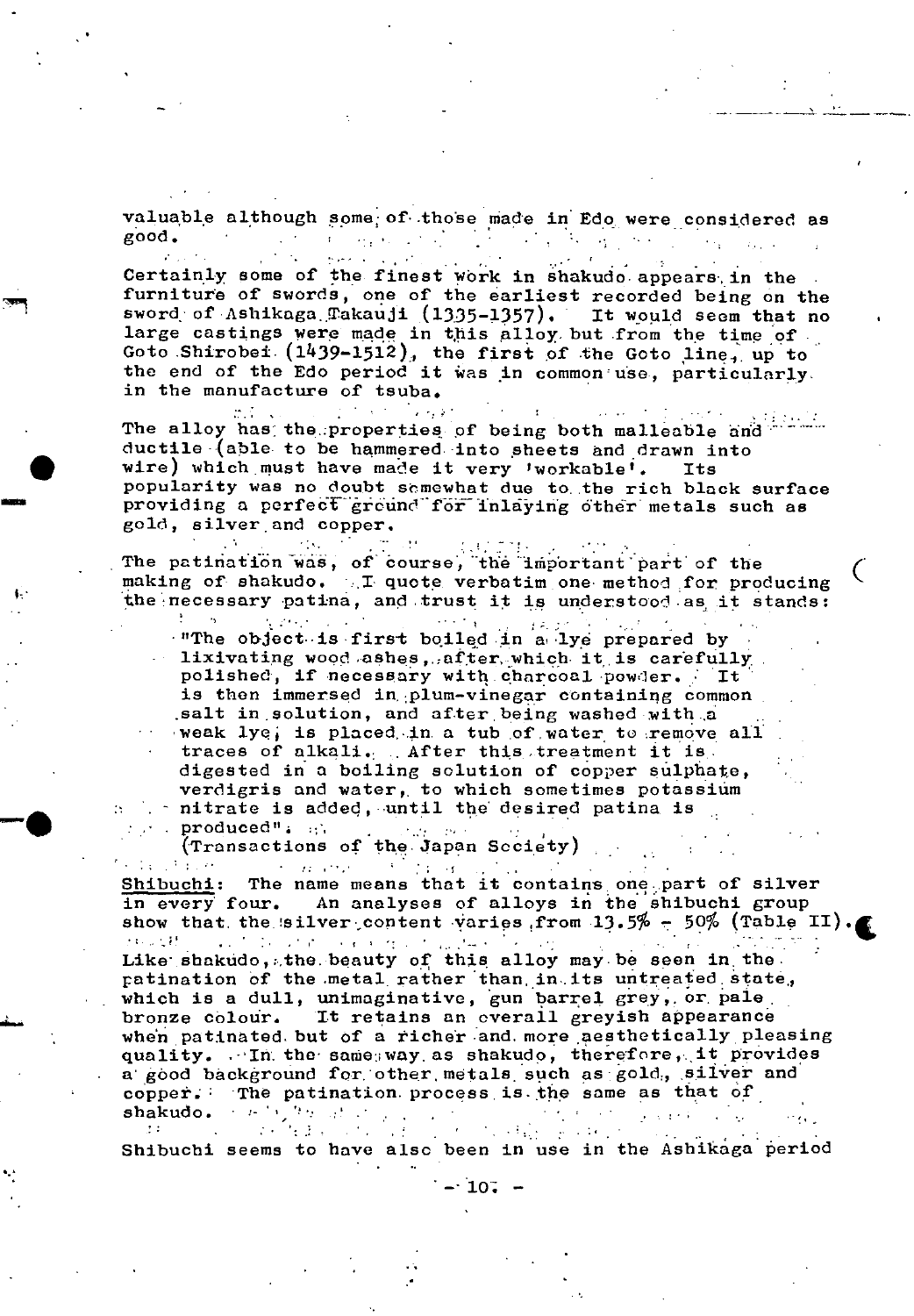valuable although some of those made in Edo were considered as good.

Certainly some of the finest work in shakudo appears in the furniture of swords, one of the earliest recorded being on the sword of Ashikaga Takauji (1335-1357). It would seem that no large castings were made in this alloy but from the time of Goto Shirobei (1439-1512), the first of the Goto line, up to the end of the Edo period it was in common use, particularly in the manufacture of tsuba.

The alloy has the properties of being both malleable and ductile (able to be hammered into sheets and drawn into wire) which must have made it very 'workable'. Its popularity was no doubt somewhat due to the rich black surface providing a perfect ground for inlaying other metals such as gold, silver and copper.

The patination was, of course, the important part of the making of shakudo. I quote verbatim one method for producing the necessary patina, and trust it is understood as it stands:

> "The object is first boiled in a lye prepared by lixivating wood ashes, after which it is carefully polished, if necessary with charcoal powder. It is then immersed in plum-vinegar containing common salt in solution, and after being washed with a weak lye, is placed in a tub of water to remove all traces of alkali. After this treatment it is digested in a boiling solution of copper sulphate, verdigris and water, to which sometimes potassium nitrate is added, until the desired patina is produced".
>
> (Transactions of the Japan Society)

<u>Shibuchi</u>: The name means that it contains one part of silver in every four. An analyses of alloys in the shibuchi group show that the silver content varies from 13.5% - 50% (Table II).

Like shakudo, the beauty of this alloy may be seen in the patination of the metal rather than in its untreated state, which is a dull, unimaginative, gun barrel grey, or pale bronze colour. It retains an overall greyish appearance when patinated but of a richer and more aesthetically pleasing quality. In the same way as shakudo, therefore, it provides a good background for other metals such as gold, silver and copper. The patination process is the same as that of shakudo.

Shibuchi seems to have also been in use in the Ashikaga period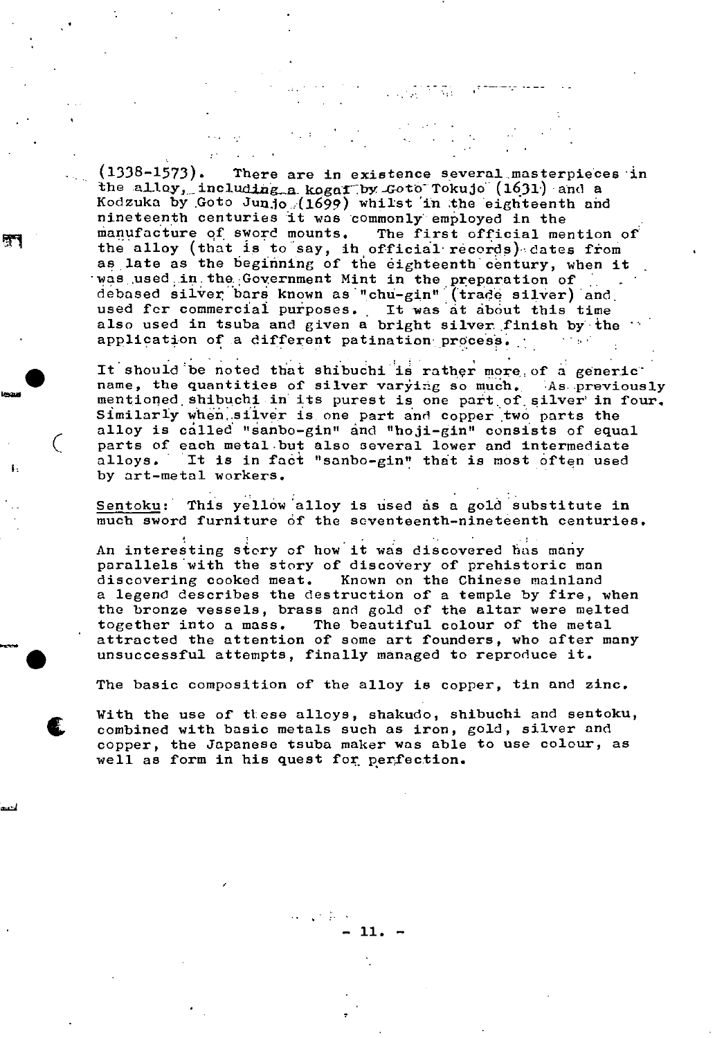(1338-1573). There are in existence several masterpieces in the alloy, including a kogai by Goto Tokujo (1631) and a Kodzuka by Goto Junjo (1699) whilst in the eighteenth and nineteenth centuries it was commonly employed in the manufacture of sword mounts. The first official mention of the alloy (that is to say, in official records) dates from as late as the beginning of the eighteenth century, when it was used in the Government Mint in the preparation of debased silver bars known as "chu-gin" (trade silver) and used for commercial purposes. It was at about this time also used in tsuba and given a bright silver finish by the application of a different patination process.

It should be noted that shibuchi is rather more of a generic name, the quantities of silver varying so much. As previously mentioned shibuchi in its purest is one part of silver in four. Similarly when silver is one part and copper two parts the alloy is called "sanbo-gin" and "hoji-gin" consists of equal parts of each metal but also several lower and intermediate alloys. It is in fact "sanbo-gin" that is most often used by art-metal workers.

Sentoku: This yellow alloy is used as a gold substitute in much sword furniture of the seventeenth-nineteenth centuries.

An interesting story of how it was discovered has many parallels with the story of discovery of prehistoric man discovering cooked meat. Known on the Chinese mainland a legend describes the destruction of a temple by fire, when the bronze vessels, brass and gold of the altar were melted together into a mass. The beautiful colour of the metal attracted the attention of some art founders, who after many unsuccessful attempts, finally managed to reproduce it.

The basic composition of the alloy is copper, tin and zinc.

With the use of these alloys, shakudo, shibuchi and sentoku, combined with basic metals such as iron, gold, silver and copper, the Japanese tsuba maker was able to use colour, as well as form in his quest for perfection.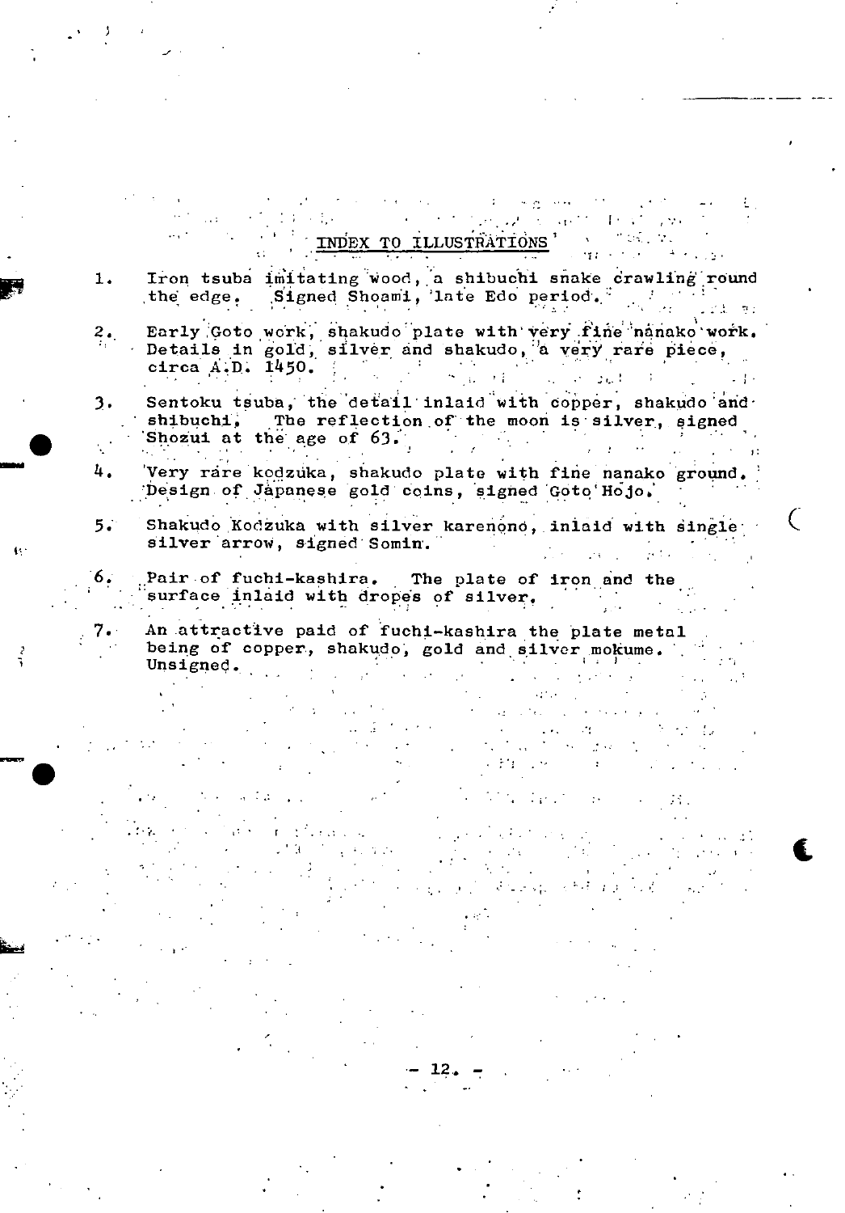## INDEX TO ILLUSTRATIONS

1. Iron tsuba imitating wood, a shibuchi snake crawling round the edge. Signed Shoami, late Edo period.

2. Early Goto work, shakudo plate with very fine nanako work. Details in gold, silver and shakudo, a very rare piece, circa A.D. 1450.

3. Sentoku tsuba, the detail inlaid with copper, shakudo and shibuchi. The reflection of the moon is silver, signed Shozui at the age of 63.

4. Very rare kodzuka, shakudo plate with fine nanako ground. Design of Japanese gold coins, signed Goto Hojo.

5. Shakudo Kodzuka with silver karenono, inlaid with single silver arrow, signed Somin.

6. Pair of fuchi-kashira. The plate of iron and the surface inlaid with dropes of silver.

7. An attractive paid of fuchi-kashira the plate metal being of copper, shakudo, gold and silver mokume. Unsigned.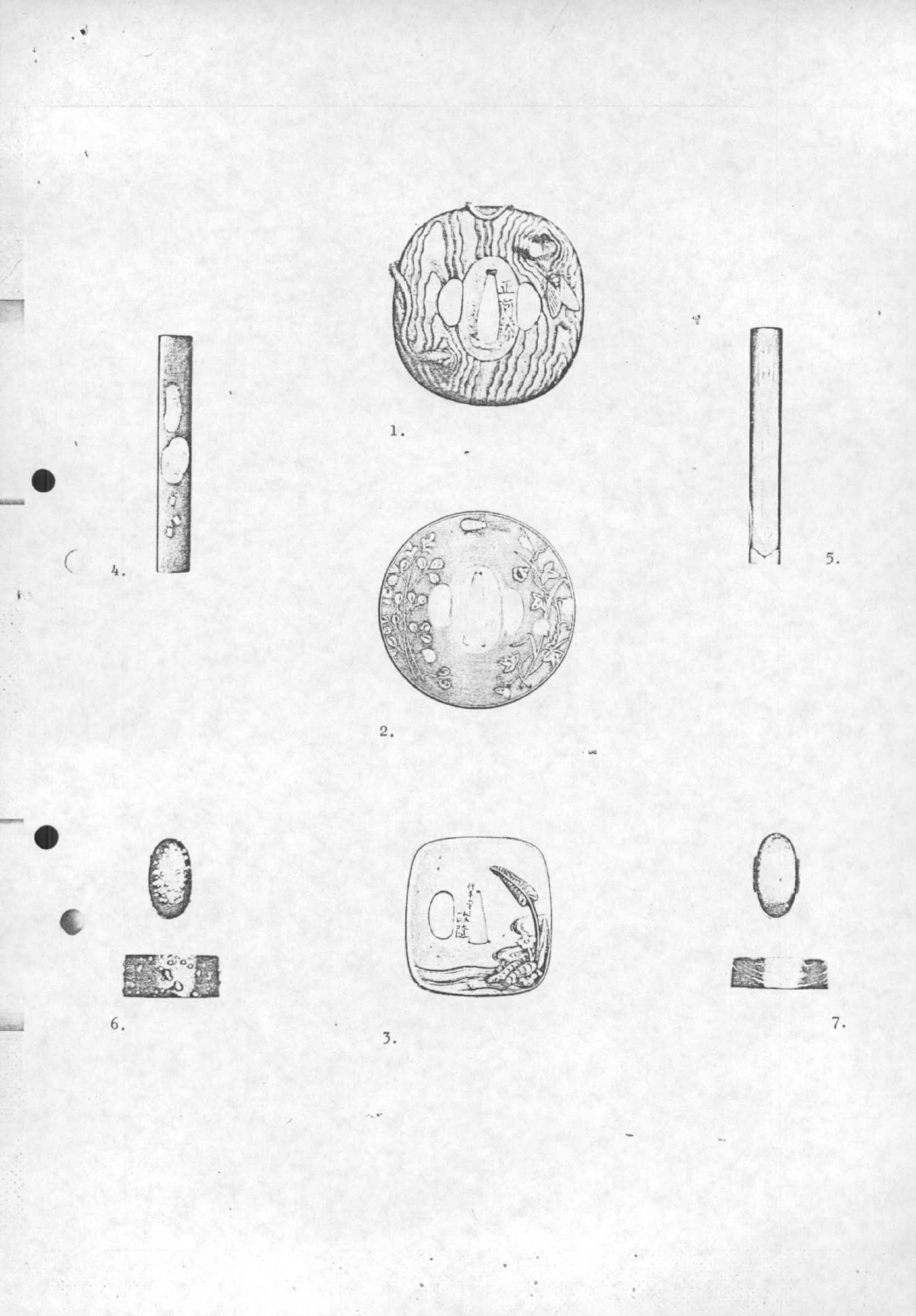1.

4.

5.

2.

6.

3.

7.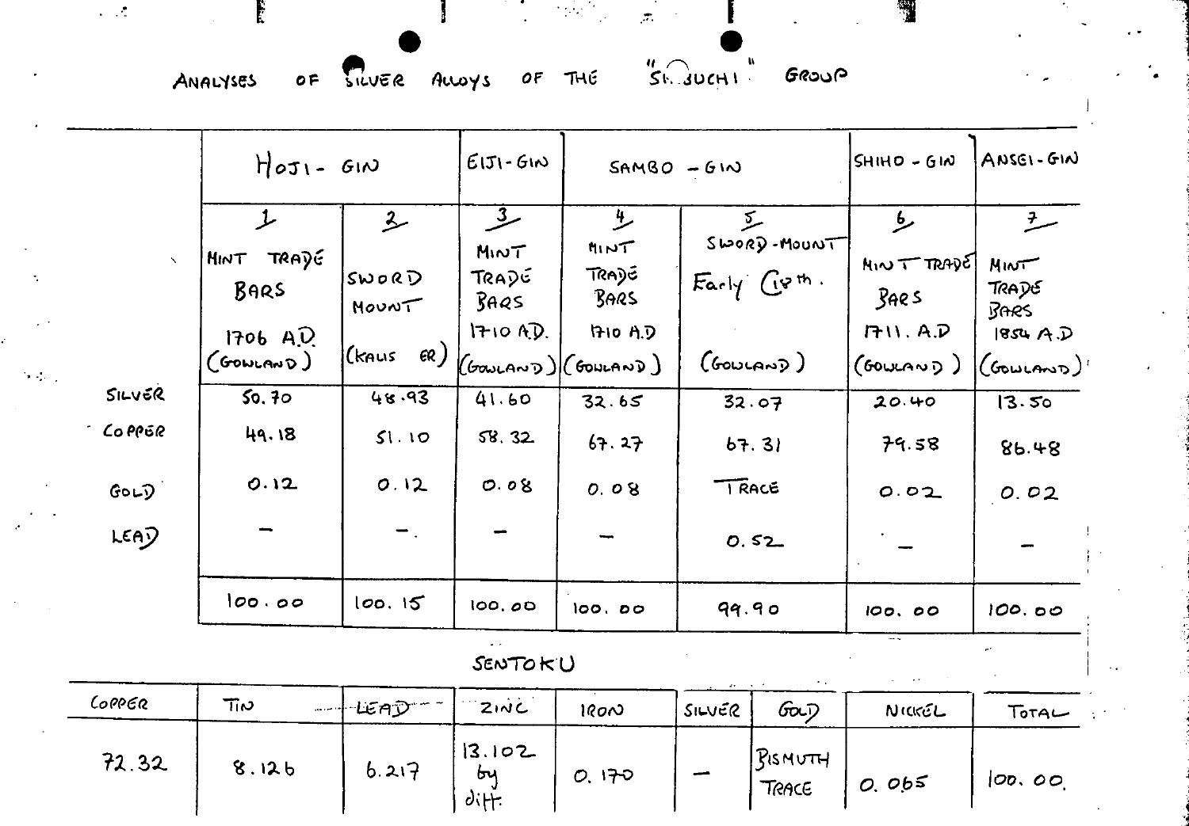# ANALYSES OF SILVER ALLOYS OF THE "SHIBUCHI" GROUP

| | Hoji-Gin | | Eiji-Gin | Sambo-Gin | | Shiho-Gin | Ansei-Gin |
|---|---|---|---|---|---|---|---|
| | 1 Mint Trade Bars 1706 A.D. (Gowland) | 2 Sword Mount (Kalis er) | 3 Mint Trade Bars 1710 A.D. (Gowland) | 4 Mint Trade Bars 1710 A.D (Gowland) | 5 Sword-Mount Early 19th. (Gowland) | 6 Mint Trade Bars 1711. A.D (Gowland) | 7 Mint Trade Bars 1854 A.D (Gowland) |
| Silver | 50.70 | 48.93 | 41.60 | 32.65 | 32.07 | 20.40 | 13.50 |
| Copper | 49.18 | 51.10 | 58.32 | 67.27 | 67.31 | 79.58 | 86.48 |
| Gold | 0.12 | 0.12 | 0.08 | 0.08 | Trace | 0.02 | 0.02 |
| Lead | – | – | – | – | 0.52 | – | – |
| | 100.00 | 100.15 | 100.00 | 100.00 | 99.90 | 100.00 | 100.00 |

## SENTOKU

| Copper | Tin | Lead | Zinc | Iron | Silver | Gold | Nickel | Total |
|---|---|---|---|---|---|---|---|---|
| 72.32 | 8.126 | 6.217 | 13.102 by diff. | 0.170 | – | Bismuth Trace | 0.065 | 100.00 |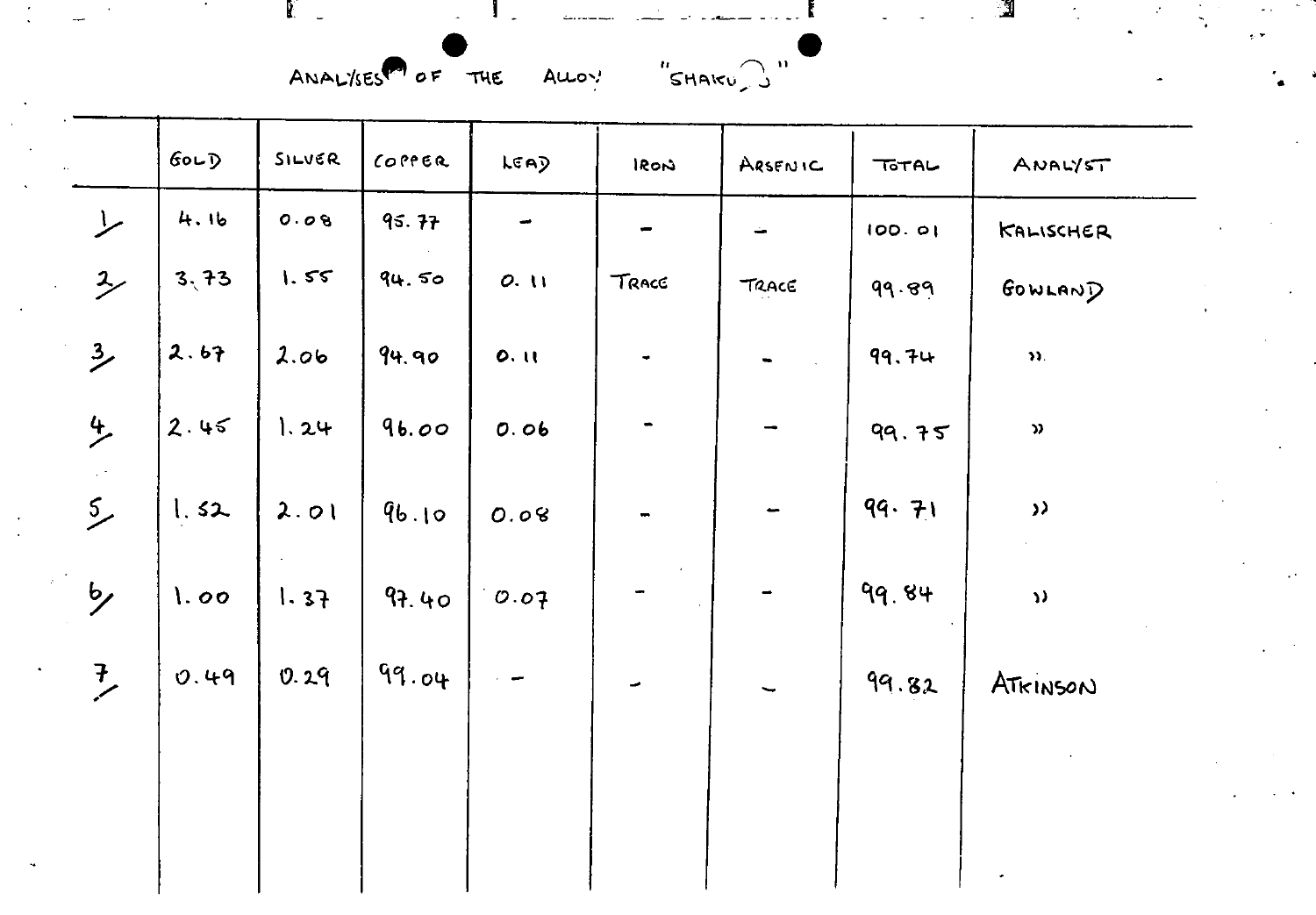ANALYSES OF THE ALLOY "SHAKUDO"

| | GOLD | SILVER | COPPER | LEAD | IRON | ARSENIC | TOTAL | ANALYST |
|---|---|---|---|---|---|---|---|---|
| 1/ | 4.16 | 0.08 | 95.77 | - | - | - | 100.01 | KALISCHER |
| 2/ | 3.73 | 1.55 | 94.50 | 0.11 | TRACE | TRACE | 99.89 | GOWLAND |
| 3/ | 2.67 | 2.06 | 94.90 | 0.11 | - | - | 99.74 | " |
| 4/ | 2.45 | 1.24 | 96.00 | 0.06 | - | - | 99.75 | " |
| 5/ | 1.52 | 2.01 | 96.10 | 0.08 | - | - | 99.71 | " |
| 6/ | 1.00 | 1.37 | 97.40 | 0.07 | - | - | 99.84 | " |
| 7/ | 0.49 | 0.29 | 99.04 | - | - | - | 99.82 | ATKINSON |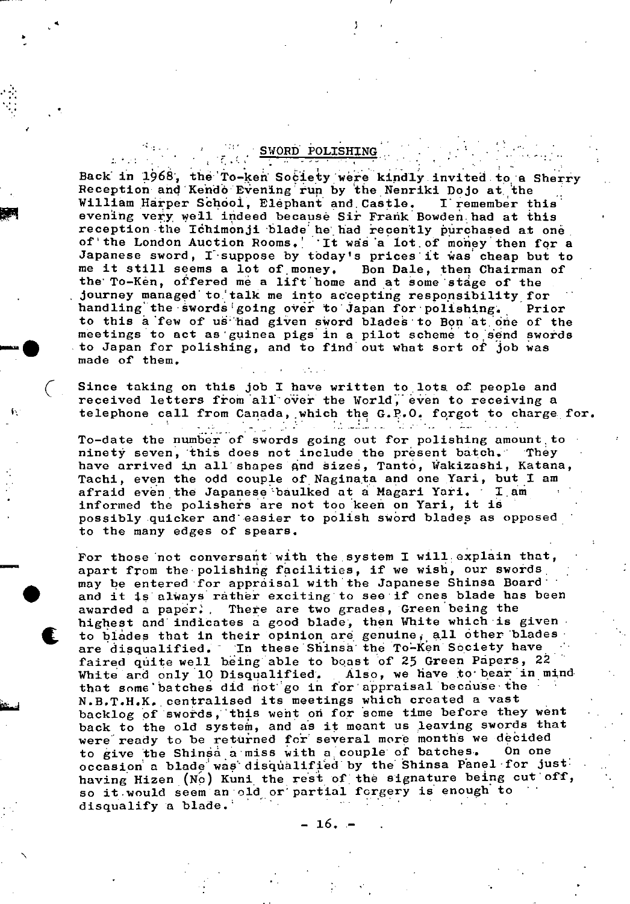## SWORD POLISHING

Back in 1968, the To-ken Society were kindly invited to a Sherry Reception and Kendo Evening run by the Nenriki Dojo at the William Harper School, Elephant and Castle. I remember this evening very well indeed because Sir Frank Bowden had at this reception the Ichimonji blade he had recently purchased at one of the London Auction Rooms. It was a lot of money then for a Japanese sword, I suppose by today's prices it was cheap but to me it still seems a lot of money. Bon Dale, then Chairman of the To-Ken, offered me a lift home and at some stage of the journey managed to talk me into accepting responsibility for handling the swords going over to Japan for polishing. Prior to this a few of us had given sword blades to Bon at one of the meetings to act as guinea pigs in a pilot scheme to send swords to Japan for polishing, and to find out what sort of job was made of them.

Since taking on this job I have written to lots of people and received letters from all over the World, even to receiving a telephone call from Canada, which the G.P.O. forgot to charge for.

To-date the number of swords going out for polishing amount to ninety seven, this does not include the present batch. They have arrived in all shapes and sizes, Tanto, Wakizashi, Katana, Tachi, even the odd couple of Naginata and one Yari, but I am afraid even the Japanese baulked at a Magari Yari. I am informed the polishers are not too keen on Yari, it is possibly quicker and easier to polish sword blades as opposed to the many edges of spears.

For those not conversant with the system I will explain that, apart from the polishing facilities, if we wish, our swords may be entered for appraisal with the Japanese Shinsa Board and it is always rather exciting to see if ones blade has been awarded a paper. There are two grades, Green being the highest and indicates a good blade, then White which is given to blades that in their opinion are genuine, all other blades are disqualified. In these Shinsa the To-Ken Society have faired quite well being able to boast of 25 Green Papers, 22 White and only 10 Disqualified. Also, we have to bear in mind that some batches did not go in for appraisal because the N.B.T.H.K. centralised its meetings which created a vast backlog of swords, this went on for some time before they went back to the old system, and as it meant us leaving swords that were ready to be returned for several more months we decided to give the Shinsa a miss with a couple of batches. On one occasion a blade was disqualified by the Shinsa Panel for just having Hizen (No) Kuni the rest of the signature being cut off, so it would seem an old or partial forgery is enough to disqualify a blade.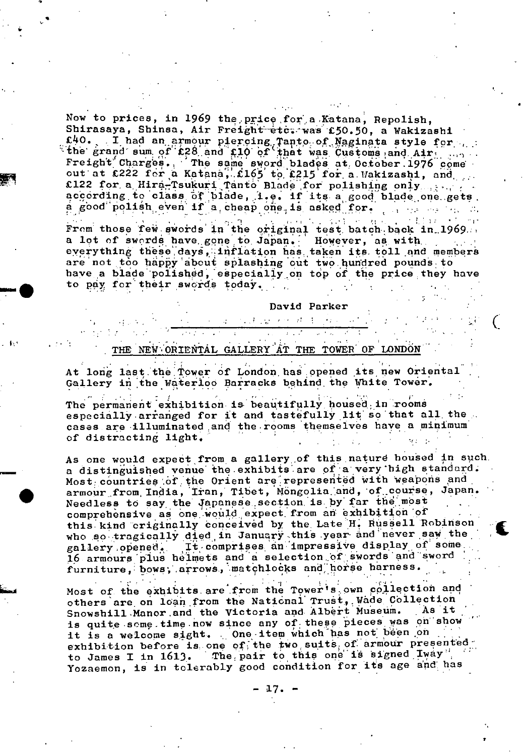Now to prices, in 1969 the price for a Katana, Repolish, Shirasaya, Shinsa, Air Freight etc. was £50.50, a Wakizashi £40. I had an armour piercing Tanto of Naginata style for the grand sum of £28 and £10 of that was Customs and Air Freight Charges. The same sword blades at October 1976 come out at £222 for a Katana, £165 to £215 for a Wakizashi, and £122 for a Hira-Tsukuri Tanto Blade for polishing only according to class of blade, i.e. if its a good blade one gets a good polish even if a cheap one is asked for.

From those few swords in the original test batch back in 1969 a lot of swords have gone to Japan. However, as with everything these days, inflation has taken its toll and members are not too happy about splashing out two hundred pounds to have a blade polished, especially on top of the price they have to pay for their swords today.

David Parker

---

## THE NEW ORIENTAL GALLERY AT THE TOWER OF LONDON

At long last the Tower of London has opened its new Oriental Gallery in the Waterloo Barracks behind the White Tower.

The permanent exhibition is beautifully housed in rooms especially arranged for it and tastefully lit so that all the cases are illuminated and the rooms themselves have a minimum of distracting light.

As one would expect from a gallery of this nature housed in such a distinguished venue the exhibits are of a very high standard. Most countries of the Orient are represented with weapons and armour from India, Iran, Tibet, Mongolia and, of course, Japan. Needless to say the Japanese section is by far the most comprehensive as one would expect from an exhibition of this kind originally conceived by the Late H. Russell Robinson who so tragically died in January this year and never saw the gallery opened. It comprises an impressive display of some 16 armours plus helmets and a selection of swords and sword furniture, bows, arrows, matchlocks and horse harness.

Most of the exhibits are from the Tower's own collection and others are on loan from the National Trust, Wade Collection Snowshill Manor and the Victoria and Albert Museum. As it is quite some time now since any of these pieces was on show it is a welcome sight. One item which has not been on exhibition before is one of the two suits of armour presented to James I in 1613. The pair to this one is signed Iway Yozaemon, is in tolerably good condition for its age and has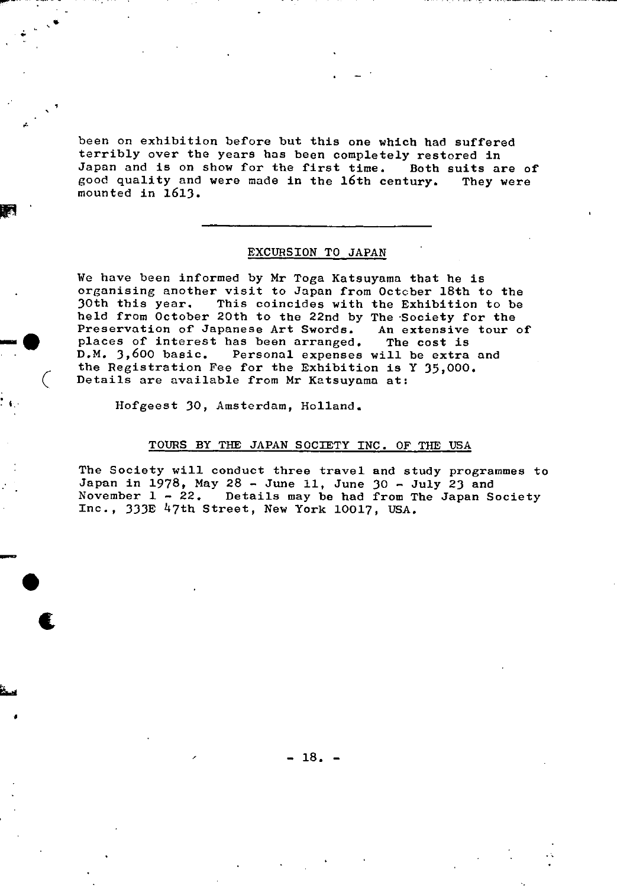been on exhibition before but this one which had suffered terribly over the years has been completely restored in Japan and is on show for the first time. Both suits are of good quality and were made in the 16th century. They were mounted in 1613.

---

## EXCURSION TO JAPAN

We have been informed by Mr Toga Katsuyama that he is organising another visit to Japan from October 18th to the 30th this year. This coincides with the Exhibition to be held from October 20th to the 22nd by The Society for the Preservation of Japanese Art Swords. An extensive tour of places of interest has been arranged. The cost is D.M. 3,600 basic. Personal expenses will be extra and the Registration Fee for the Exhibition is Y 35,000. Details are available from Mr Katsuyama at:

Hofgeest 30, Amsterdam, Holland.

## TOURS BY THE JAPAN SOCIETY INC. OF THE USA

The Society will conduct three travel and study programmes to Japan in 1978, May 28 - June 11, June 30 - July 23 and November 1 - 22. Details may be had from The Japan Society Inc., 333E 47th Street, New York 10017, USA.